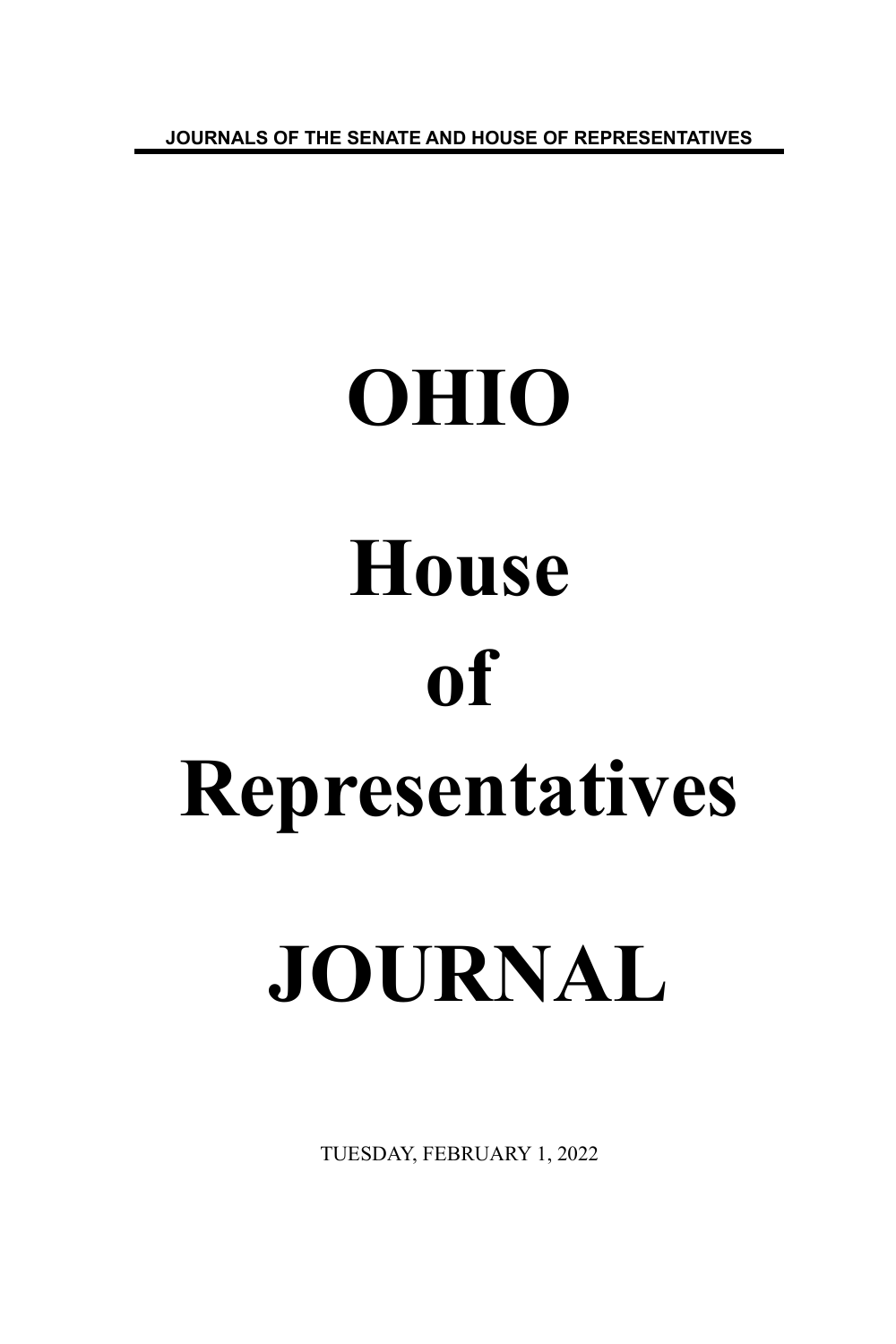JOURNALS OF THE SENATE AND HOUSE OF REPRESENTATIVES

# OHIO

# House

# of

# Representatives

# JOURNAL

TUESDAY, FEBRUARY 1, 2022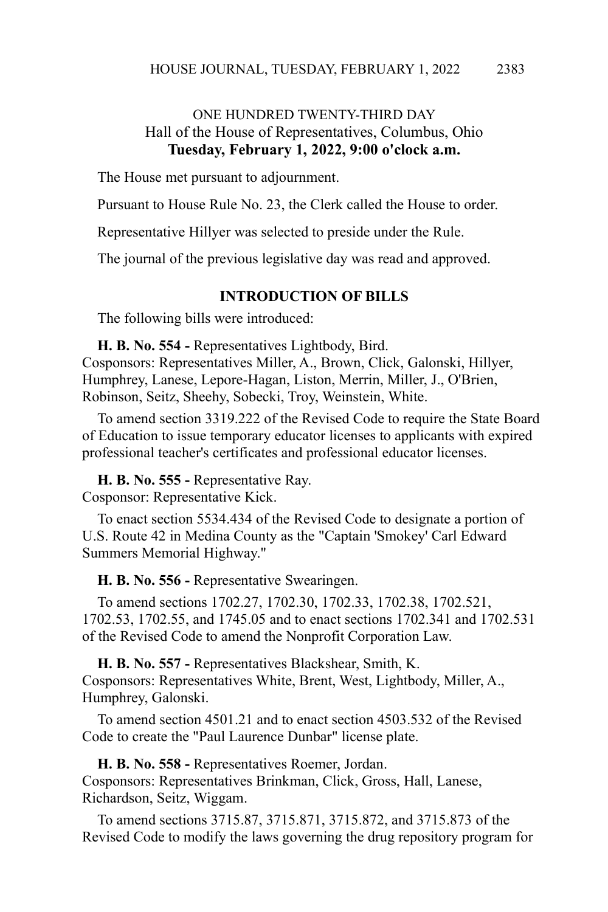ONE HUNDRED TWENTY-THIRD DAY
Hall of the House of Representatives, Columbus, Ohio
**Tuesday, February 1, 2022, 9:00 o'clock a.m.**

The House met pursuant to adjournment.

Pursuant to House Rule No. 23, the Clerk called the House to order.

Representative Hillyer was selected to preside under the Rule.

The journal of the previous legislative day was read and approved.

**INTRODUCTION OF BILLS**

The following bills were introduced:

**H. B. No. 554 -** Representatives Lightbody, Bird.
Cosponsors: Representatives Miller, A., Brown, Click, Galonski, Hillyer, Humphrey, Lanese, Lepore-Hagan, Liston, Merrin, Miller, J., O'Brien, Robinson, Seitz, Sheehy, Sobecki, Troy, Weinstein, White.

To amend section 3319.222 of the Revised Code to require the State Board of Education to issue temporary educator licenses to applicants with expired professional teacher's certificates and professional educator licenses.

**H. B. No. 555 -** Representative Ray.
Cosponsor: Representative Kick.

To enact section 5534.434 of the Revised Code to designate a portion of U.S. Route 42 in Medina County as the "Captain 'Smokey' Carl Edward Summers Memorial Highway."

**H. B. No. 556 -** Representative Swearingen.

To amend sections 1702.27, 1702.30, 1702.33, 1702.38, 1702.521, 1702.53, 1702.55, and 1745.05 and to enact sections 1702.341 and 1702.531 of the Revised Code to amend the Nonprofit Corporation Law.

**H. B. No. 557 -** Representatives Blackshear, Smith, K.
Cosponsors: Representatives White, Brent, West, Lightbody, Miller, A., Humphrey, Galonski.

To amend section 4501.21 and to enact section 4503.532 of the Revised Code to create the "Paul Laurence Dunbar" license plate.

**H. B. No. 558 -** Representatives Roemer, Jordan.
Cosponsors: Representatives Brinkman, Click, Gross, Hall, Lanese, Richardson, Seitz, Wiggam.

To amend sections 3715.87, 3715.871, 3715.872, and 3715.873 of the Revised Code to modify the laws governing the drug repository program for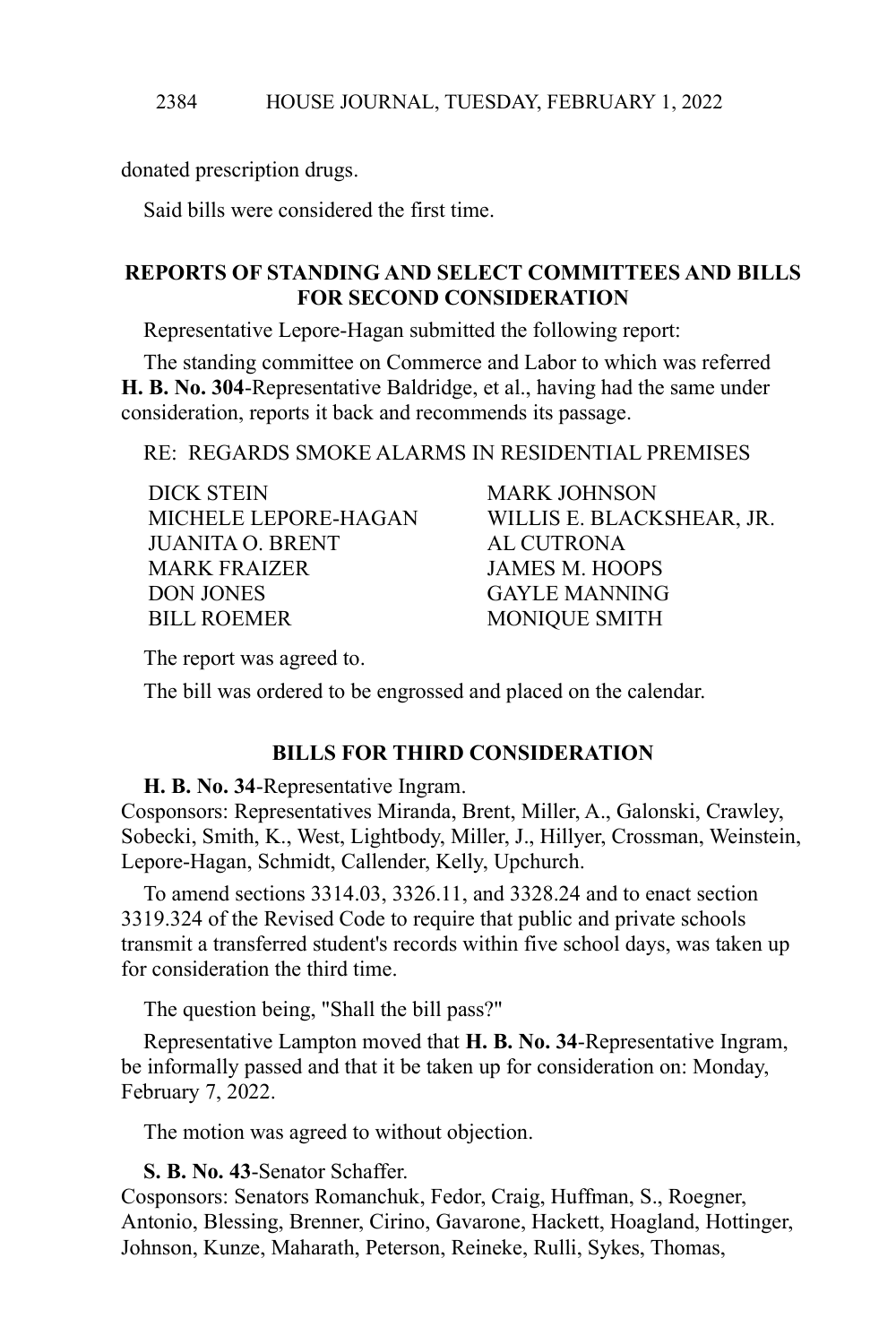donated prescription drugs.

Said bills were considered the first time.

## REPORTS OF STANDING AND SELECT COMMITTEES AND BILLS FOR SECOND CONSIDERATION

Representative Lepore-Hagan submitted the following report:

The standing committee on Commerce and Labor to which was referred **H. B. No. 304**-Representative Baldridge, et al., having had the same under consideration, reports it back and recommends its passage.

RE: REGARDS SMOKE ALARMS IN RESIDENTIAL PREMISES

| | |
|---|---|
| DICK STEIN | MARK JOHNSON |
| MICHELE LEPORE-HAGAN | WILLIS E. BLACKSHEAR, JR. |
| JUANITA O. BRENT | AL CUTRONA |
| MARK FRAIZER | JAMES M. HOOPS |
| DON JONES | GAYLE MANNING |
| BILL ROEMER | MONIQUE SMITH |

The report was agreed to.

The bill was ordered to be engrossed and placed on the calendar.

## BILLS FOR THIRD CONSIDERATION

**H. B. No. 34**-Representative Ingram.
Cosponsors: Representatives Miranda, Brent, Miller, A., Galonski, Crawley, Sobecki, Smith, K., West, Lightbody, Miller, J., Hillyer, Crossman, Weinstein, Lepore-Hagan, Schmidt, Callender, Kelly, Upchurch.

To amend sections 3314.03, 3326.11, and 3328.24 and to enact section 3319.324 of the Revised Code to require that public and private schools transmit a transferred student's records within five school days, was taken up for consideration the third time.

The question being, "Shall the bill pass?"

Representative Lampton moved that **H. B. No. 34**-Representative Ingram, be informally passed and that it be taken up for consideration on: Monday, February 7, 2022.

The motion was agreed to without objection.

**S. B. No. 43**-Senator Schaffer.
Cosponsors: Senators Romanchuk, Fedor, Craig, Huffman, S., Roegner, Antonio, Blessing, Brenner, Cirino, Gavarone, Hackett, Hoagland, Hottinger, Johnson, Kunze, Maharath, Peterson, Reineke, Rulli, Sykes, Thomas,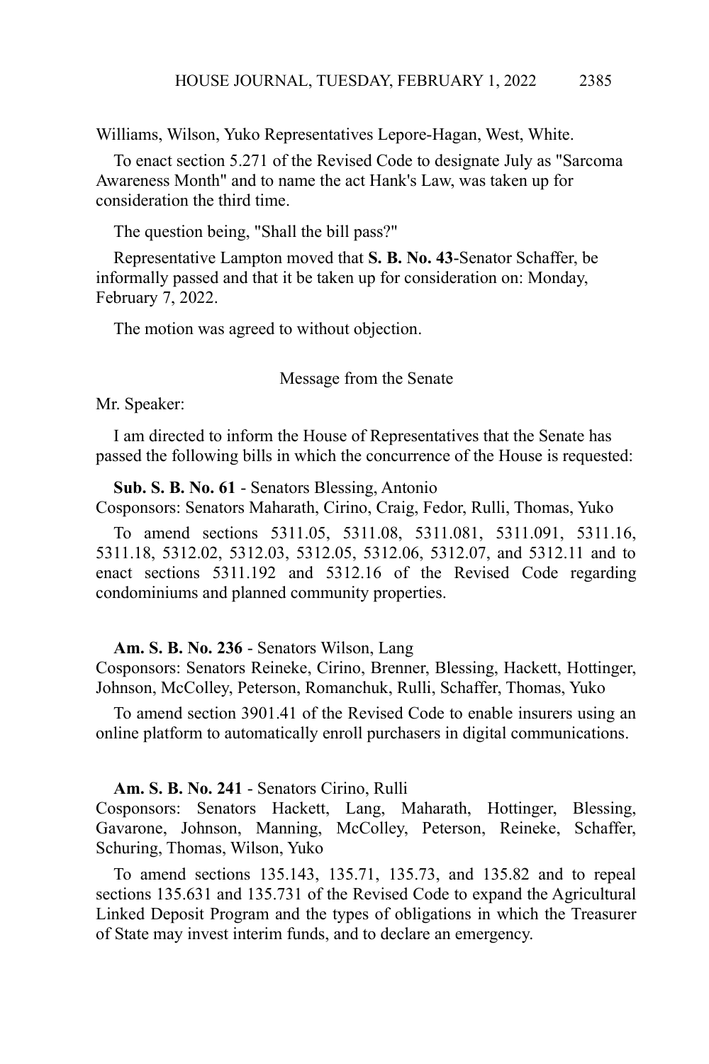Williams, Wilson, Yuko Representatives Lepore-Hagan, West, White.

To enact section 5.271 of the Revised Code to designate July as "Sarcoma Awareness Month" and to name the act Hank's Law, was taken up for consideration the third time.

The question being, "Shall the bill pass?"

Representative Lampton moved that **S. B. No. 43**-Senator Schaffer, be informally passed and that it be taken up for consideration on: Monday, February 7, 2022.

The motion was agreed to without objection.

Message from the Senate

Mr. Speaker:

I am directed to inform the House of Representatives that the Senate has passed the following bills in which the concurrence of the House is requested:

**Sub. S. B. No. 61** - Senators Blessing, Antonio
Cosponsors: Senators Maharath, Cirino, Craig, Fedor, Rulli, Thomas, Yuko

To amend sections 5311.05, 5311.08, 5311.081, 5311.091, 5311.16, 5311.18, 5312.02, 5312.03, 5312.05, 5312.06, 5312.07, and 5312.11 and to enact sections 5311.192 and 5312.16 of the Revised Code regarding condominiums and planned community properties.

**Am. S. B. No. 236** - Senators Wilson, Lang
Cosponsors: Senators Reineke, Cirino, Brenner, Blessing, Hackett, Hottinger, Johnson, McColley, Peterson, Romanchuk, Rulli, Schaffer, Thomas, Yuko

To amend section 3901.41 of the Revised Code to enable insurers using an online platform to automatically enroll purchasers in digital communications.

**Am. S. B. No. 241** - Senators Cirino, Rulli
Cosponsors: Senators Hackett, Lang, Maharath, Hottinger, Blessing, Gavarone, Johnson, Manning, McColley, Peterson, Reineke, Schaffer, Schuring, Thomas, Wilson, Yuko

To amend sections 135.143, 135.71, 135.73, and 135.82 and to repeal sections 135.631 and 135.731 of the Revised Code to expand the Agricultural Linked Deposit Program and the types of obligations in which the Treasurer of State may invest interim funds, and to declare an emergency.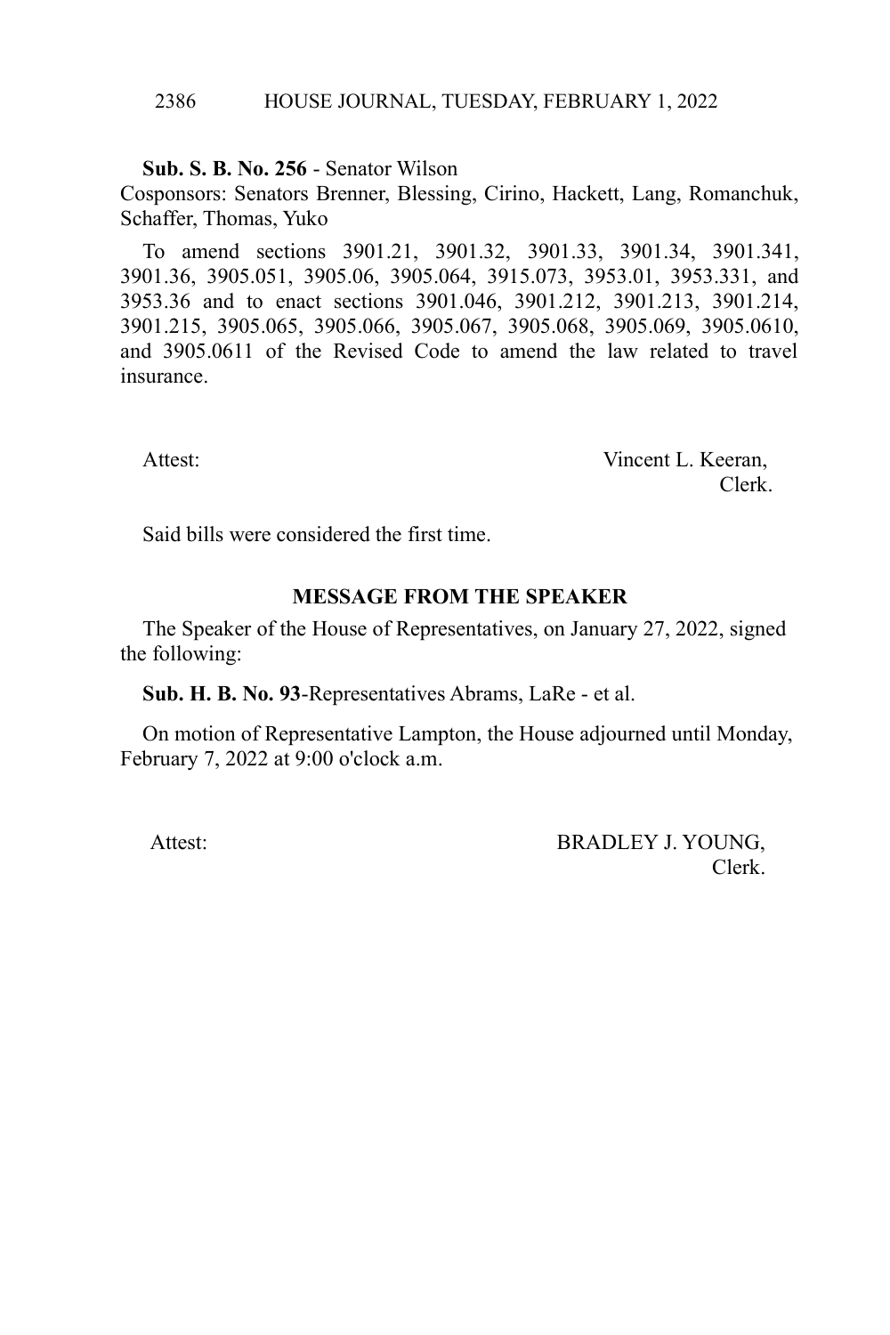**Sub. S. B. No. 256** - Senator Wilson
Cosponsors: Senators Brenner, Blessing, Cirino, Hackett, Lang, Romanchuk, Schaffer, Thomas, Yuko

To amend sections 3901.21, 3901.32, 3901.33, 3901.34, 3901.341, 3901.36, 3905.051, 3905.06, 3905.064, 3915.073, 3953.01, 3953.331, and 3953.36 and to enact sections 3901.046, 3901.212, 3901.213, 3901.214, 3901.215, 3905.065, 3905.066, 3905.067, 3905.068, 3905.069, 3905.0610, and 3905.0611 of the Revised Code to amend the law related to travel insurance.

Attest: Vincent L. Keeran,
Clerk.

Said bills were considered the first time.

## MESSAGE FROM THE SPEAKER

The Speaker of the House of Representatives, on January 27, 2022, signed the following:

**Sub. H. B. No. 93**-Representatives Abrams, LaRe - et al.

On motion of Representative Lampton, the House adjourned until Monday, February 7, 2022 at 9:00 o'clock a.m.

Attest: BRADLEY J. YOUNG,
Clerk.